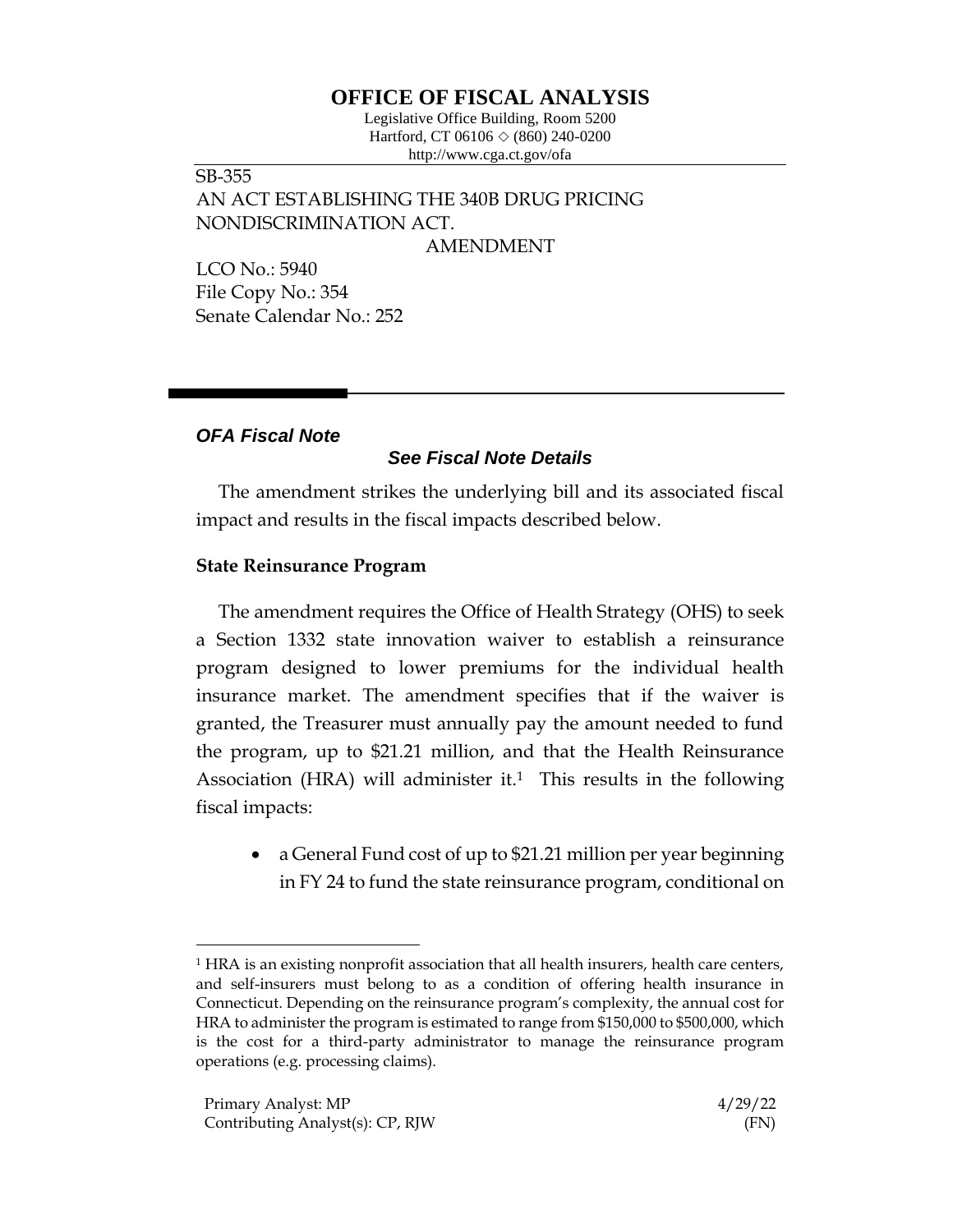# OFFICE OF FISCAL ANALYSIS

Legislative Office Building, Room 5200
Hartford, CT 06106 ◇ (860) 240-0200
http://www.cga.ct.gov/ofa

SB-355
AN ACT ESTABLISHING THE 340B DRUG PRICING NONDISCRIMINATION ACT.
AMENDMENT

LCO No.: 5940
File Copy No.: 354
Senate Calendar No.: 252

***OFA Fiscal Note***

***See Fiscal Note Details***

The amendment strikes the underlying bill and its associated fiscal impact and results in the fiscal impacts described below.

**State Reinsurance Program**

The amendment requires the Office of Health Strategy (OHS) to seek a Section 1332 state innovation waiver to establish a reinsurance program designed to lower premiums for the individual health insurance market. The amendment specifies that if the waiver is granted, the Treasurer must annually pay the amount needed to fund the program, up to $21.21 million, and that the Health Reinsurance Association (HRA) will administer it.[1] This results in the following fiscal impacts:

- a General Fund cost of up to $21.21 million per year beginning in FY 24 to fund the state reinsurance program, conditional on

[1] HRA is an existing nonprofit association that all health insurers, health care centers, and self-insurers must belong to as a condition of offering health insurance in Connecticut. Depending on the reinsurance program's complexity, the annual cost for HRA to administer the program is estimated to range from $150,000 to $500,000, which is the cost for a third-party administrator to manage the reinsurance program operations (e.g. processing claims).

Primary Analyst: MP
Contributing Analyst(s): CP, RJW

4/29/22
(FN)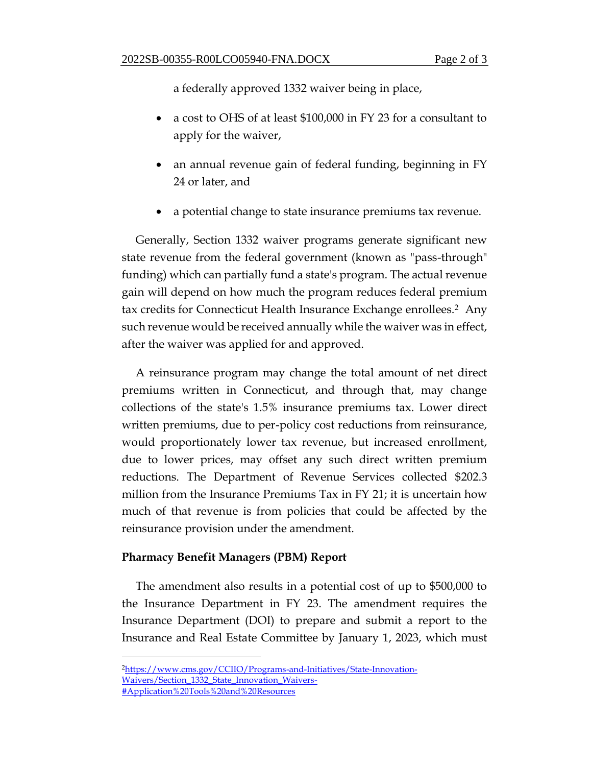a federally approved 1332 waiver being in place,

- a cost to OHS of at least $100,000 in FY 23 for a consultant to apply for the waiver,
- an annual revenue gain of federal funding, beginning in FY 24 or later, and
- a potential change to state insurance premiums tax revenue.

Generally, Section 1332 waiver programs generate significant new state revenue from the federal government (known as "pass-through" funding) which can partially fund a state's program. The actual revenue gain will depend on how much the program reduces federal premium tax credits for Connecticut Health Insurance Exchange enrollees.[2] Any such revenue would be received annually while the waiver was in effect, after the waiver was applied for and approved.

A reinsurance program may change the total amount of net direct premiums written in Connecticut, and through that, may change collections of the state's 1.5% insurance premiums tax. Lower direct written premiums, due to per-policy cost reductions from reinsurance, would proportionately lower tax revenue, but increased enrollment, due to lower prices, may offset any such direct written premium reductions. The Department of Revenue Services collected $202.3 million from the Insurance Premiums Tax in FY 21; it is uncertain how much of that revenue is from policies that could be affected by the reinsurance provision under the amendment.

**Pharmacy Benefit Managers (PBM) Report**

The amendment also results in a potential cost of up to $500,000 to the Insurance Department in FY 23. The amendment requires the Insurance Department (DOI) to prepare and submit a report to the Insurance and Real Estate Committee by January 1, 2023, which must

---

[2] https://www.cms.gov/CCIIO/Programs-and-Initiatives/State-Innovation-Waivers/Section_1332_State_Innovation_Waivers-#Application%20Tools%20and%20Resources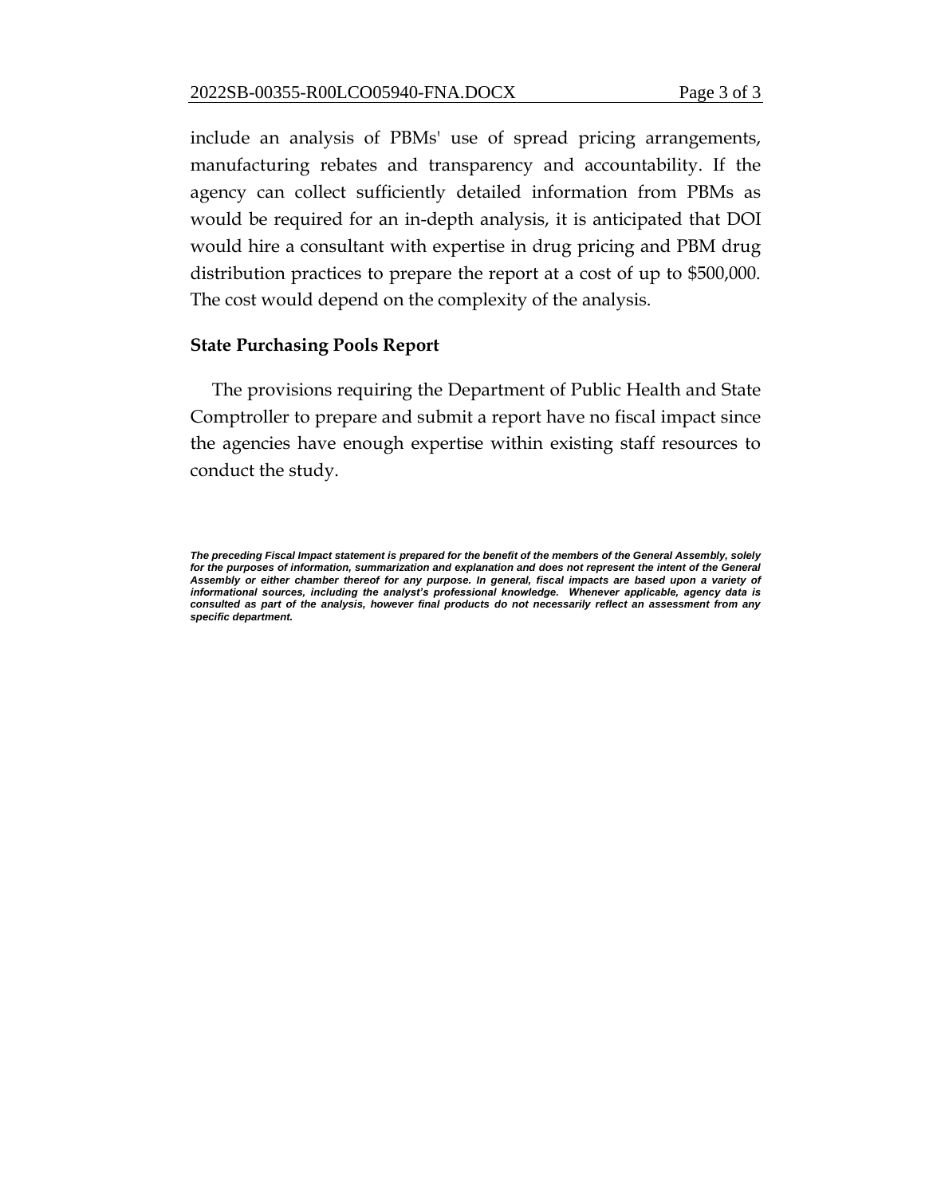include an analysis of PBMs' use of spread pricing arrangements, manufacturing rebates and transparency and accountability. If the agency can collect sufficiently detailed information from PBMs as would be required for an in-depth analysis, it is anticipated that DOI would hire a consultant with expertise in drug pricing and PBM drug distribution practices to prepare the report at a cost of up to $500,000. The cost would depend on the complexity of the analysis.

**State Purchasing Pools Report**

The provisions requiring the Department of Public Health and State Comptroller to prepare and submit a report have no fiscal impact since the agencies have enough expertise within existing staff resources to conduct the study.

***The preceding Fiscal Impact statement is prepared for the benefit of the members of the General Assembly, solely for the purposes of information, summarization and explanation and does not represent the intent of the General Assembly or either chamber thereof for any purpose. In general, fiscal impacts are based upon a variety of informational sources, including the analyst's professional knowledge. Whenever applicable, agency data is consulted as part of the analysis, however final products do not necessarily reflect an assessment from any specific department.***